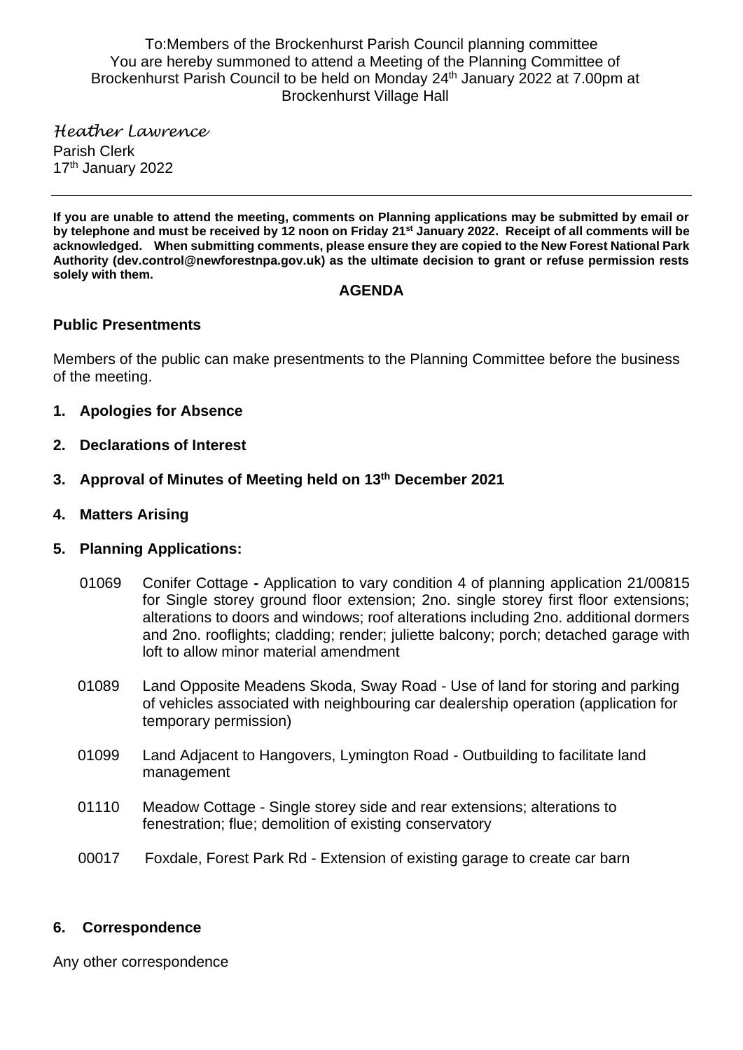To:Members of the Brockenhurst Parish Council planning committee
You are hereby summoned to attend a Meeting of the Planning Committee of Brockenhurst Parish Council to be held on Monday 24th January 2022 at 7.00pm at Brockenhurst Village Hall

*Heather Lawrence*
Parish Clerk
17th January 2022

---

**If you are unable to attend the meeting, comments on Planning applications may be submitted by email or by telephone and must be received by 12 noon on Friday 21st January 2022. Receipt of all comments will be acknowledged. When submitting comments, please ensure they are copied to the New Forest National Park Authority (dev.control@newforestnpa.gov.uk) as the ultimate decision to grant or refuse permission rests solely with them.**

## AGENDA

### Public Presentments

Members of the public can make presentments to the Planning Committee before the business of the meeting.

1. **Apologies for Absence**
2. **Declarations of Interest**
3. **Approval of Minutes of Meeting held on 13th December 2021**
4. **Matters Arising**
5. **Planning Applications:**

   01069 Conifer Cottage **-** Application to vary condition 4 of planning application 21/00815 for Single storey ground floor extension; 2no. single storey first floor extensions; alterations to doors and windows; roof alterations including 2no. additional dormers and 2no. rooflights; cladding; render; juliette balcony; porch; detached garage with loft to allow minor material amendment

   01089 Land Opposite Meadens Skoda, Sway Road - Use of land for storing and parking of vehicles associated with neighbouring car dealership operation (application for temporary permission)

   01099 Land Adjacent to Hangovers, Lymington Road - Outbuilding to facilitate land management

   01110 Meadow Cottage - Single storey side and rear extensions; alterations to fenestration; flue; demolition of existing conservatory

   00017 Foxdale, Forest Park Rd - Extension of existing garage to create car barn

6. **Correspondence**

Any other correspondence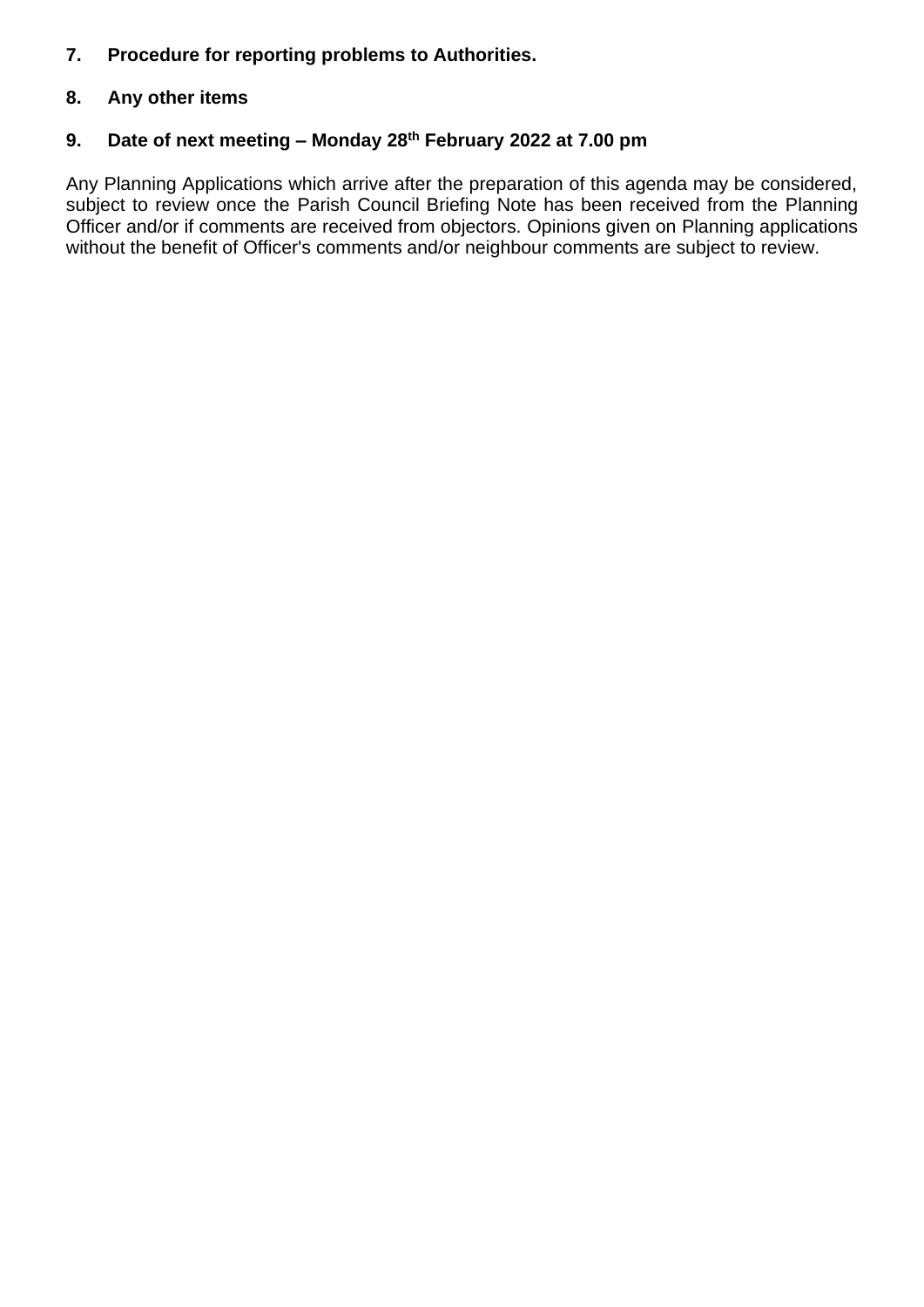**7. Procedure for reporting problems to Authorities.**

**8. Any other items**

**9. Date of next meeting – Monday 28th February 2022 at 7.00 pm**

Any Planning Applications which arrive after the preparation of this agenda may be considered, subject to review once the Parish Council Briefing Note has been received from the Planning Officer and/or if comments are received from objectors. Opinions given on Planning applications without the benefit of Officer's comments and/or neighbour comments are subject to review.